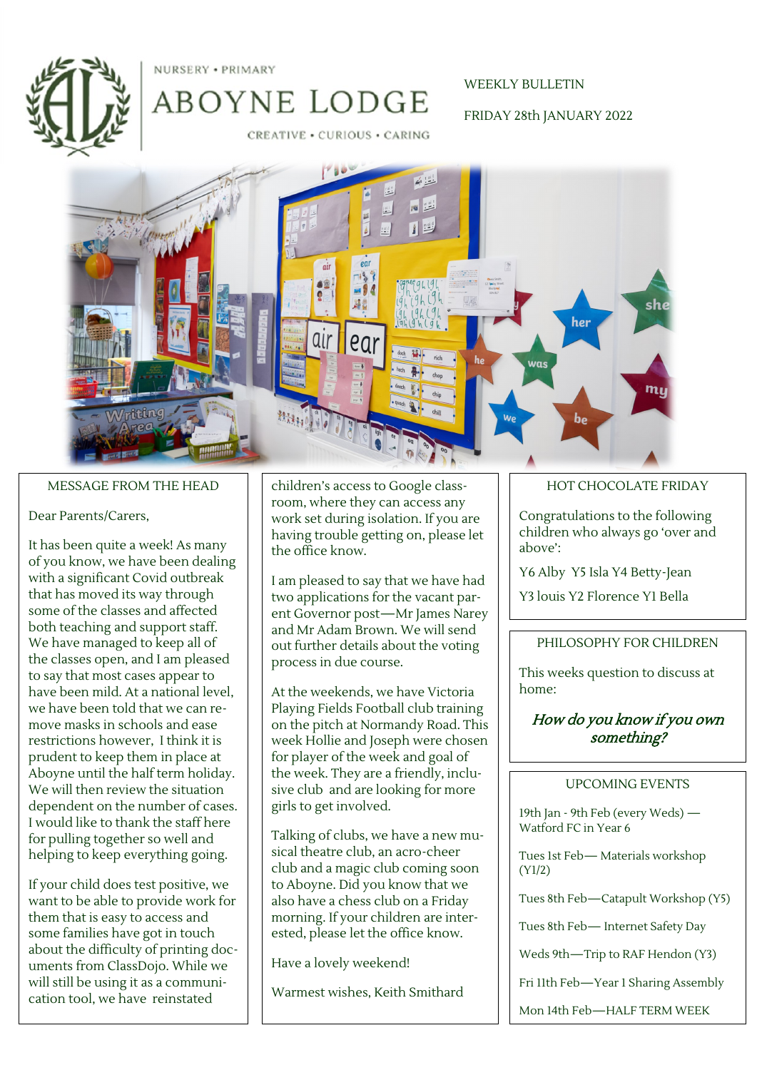NURSERY • PRIMARY

# ABOYNE LODGE

CREATIVE • CURIOUS • CARING

WEEKLY BULLETIN

FRIDAY 28th JANUARY 2022

## MESSAGE FROM THE HEAD

Dear Parents/Carers,

It has been quite a week! As many of you know, we have been dealing with a significant Covid outbreak that has moved its way through some of the classes and affected both teaching and support staff. We have managed to keep all of the classes open, and I am pleased to say that most cases appear to have been mild. At a national level, we have been told that we can remove masks in schools and ease restrictions however, I think it is prudent to keep them in place at Aboyne until the half term holiday. We will then review the situation dependent on the number of cases. I would like to thank the staff here for pulling together so well and helping to keep everything going.

If your child does test positive, we want to be able to provide work for them that is easy to access and some families have got in touch about the difficulty of printing documents from ClassDojo. While we will still be using it as a communication tool, we have reinstated children's access to Google classroom, where they can access any work set during isolation. If you are having trouble getting on, please let the office know.

I am pleased to say that we have had two applications for the vacant parent Governor post—Mr James Narey and Mr Adam Brown. We will send out further details about the voting process in due course.

At the weekends, we have Victoria Playing Fields Football club training on the pitch at Normandy Road. This week Hollie and Joseph were chosen for player of the week and goal of the week. They are a friendly, inclusive club and are looking for more girls to get involved.

Talking of clubs, we have a new musical theatre club, an acro-cheer club and a magic club coming soon to Aboyne. Did you know that we also have a chess club on a Friday morning. If your children are interested, please let the office know.

Have a lovely weekend!

Warmest wishes, Keith Smithard

## HOT CHOCOLATE FRIDAY

Congratulations to the following children who always go 'over and above':

Y6 Alby Y5 Isla Y4 Betty-Jean

Y3 louis Y2 Florence Y1 Bella

## PHILOSOPHY FOR CHILDREN

This weeks question to discuss at home:

*How do you know if you own something?*

## UPCOMING EVENTS

19th Jan - 9th Feb (every Weds) — Watford FC in Year 6

Tues 1st Feb— Materials workshop (Y1/2)

Tues 8th Feb—Catapult Workshop (Y5)

Tues 8th Feb— Internet Safety Day

Weds 9th—Trip to RAF Hendon (Y3)

Fri 11th Feb—Year 1 Sharing Assembly

Mon 14th Feb—HALF TERM WEEK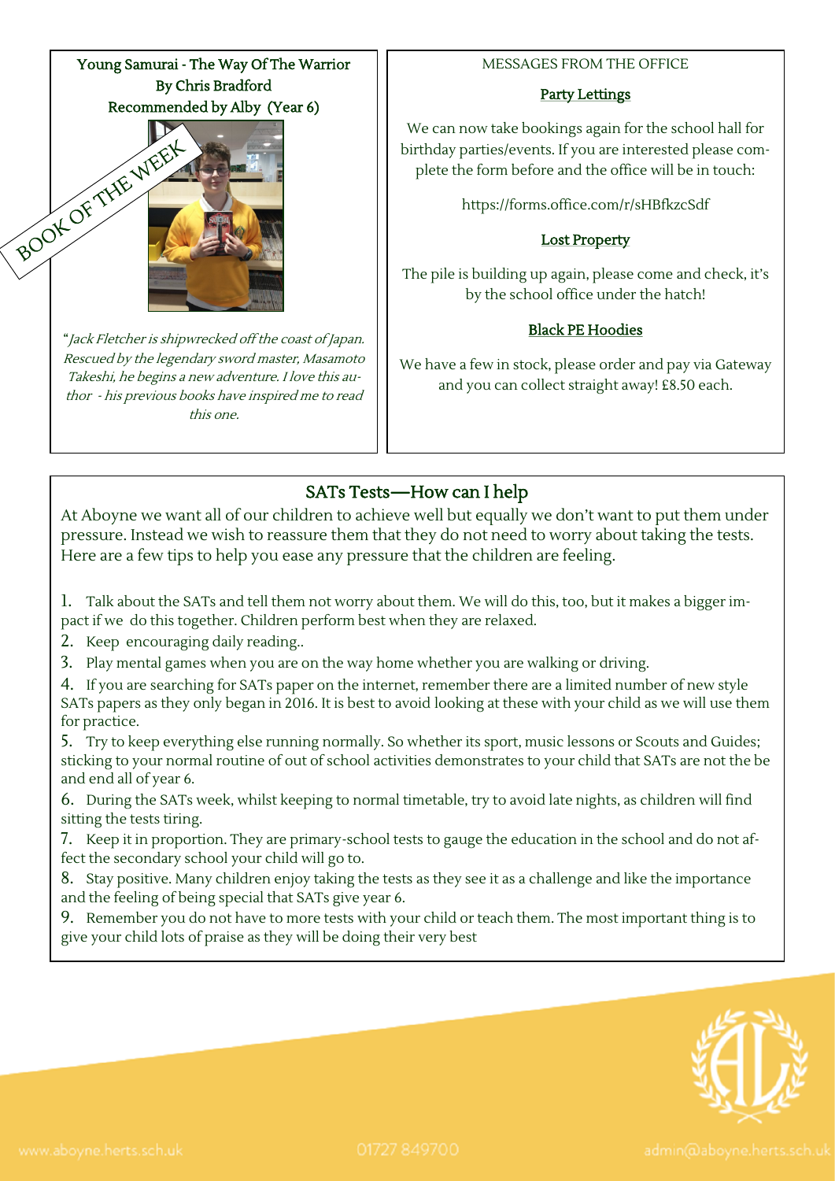## Young Samurai - The Way Of The Warrior
**By Chris Bradford**
**Recommended by Alby (Year 6)**

BOOK OF THE WEEK

*"Jack Fletcher is shipwrecked off the coast of Japan. Rescued by the legendary sword master, Masamoto Takeshi, he begins a new adventure. I love this author - his previous books have inspired me to read this one.*

## MESSAGES FROM THE OFFICE

### Party Lettings

We can now take bookings again for the school hall for birthday parties/events. If you are interested please complete the form before and the office will be in touch:

https://forms.office.com/r/sHBfkzcSdf

### Lost Property

The pile is building up again, please come and check, it's by the school office under the hatch!

### Black PE Hoodies

We have a few in stock, please order and pay via Gateway and you can collect straight away! £8.50 each.

## SATs Tests—How can I help

At Aboyne we want all of our children to achieve well but equally we don't want to put them under pressure. Instead we wish to reassure them that they do not need to worry about taking the tests. Here are a few tips to help you ease any pressure that the children are feeling.

1. Talk about the SATs and tell them not worry about them. We will do this, too, but it makes a bigger impact if we do this together. Children perform best when they are relaxed.
2. Keep encouraging daily reading..
3. Play mental games when you are on the way home whether you are walking or driving.
4. If you are searching for SATs paper on the internet, remember there are a limited number of new style SATs papers as they only began in 2016. It is best to avoid looking at these with your child as we will use them for practice.
5. Try to keep everything else running normally. So whether its sport, music lessons or Scouts and Guides; sticking to your normal routine of out of school activities demonstrates to your child that SATs are not the be and end all of year 6.
6. During the SATs week, whilst keeping to normal timetable, try to avoid late nights, as children will find sitting the tests tiring.
7. Keep it in proportion. They are primary-school tests to gauge the education in the school and do not affect the secondary school your child will go to.
8. Stay positive. Many children enjoy taking the tests as they see it as a challenge and like the importance and the feeling of being special that SATs give year 6.
9. Remember you do not have to more tests with your child or teach them. The most important thing is to give your child lots of praise as they will be doing their very best

www.aboyne.herts.sch.uk 01727 849700 admin@aboyne.herts.sch.uk